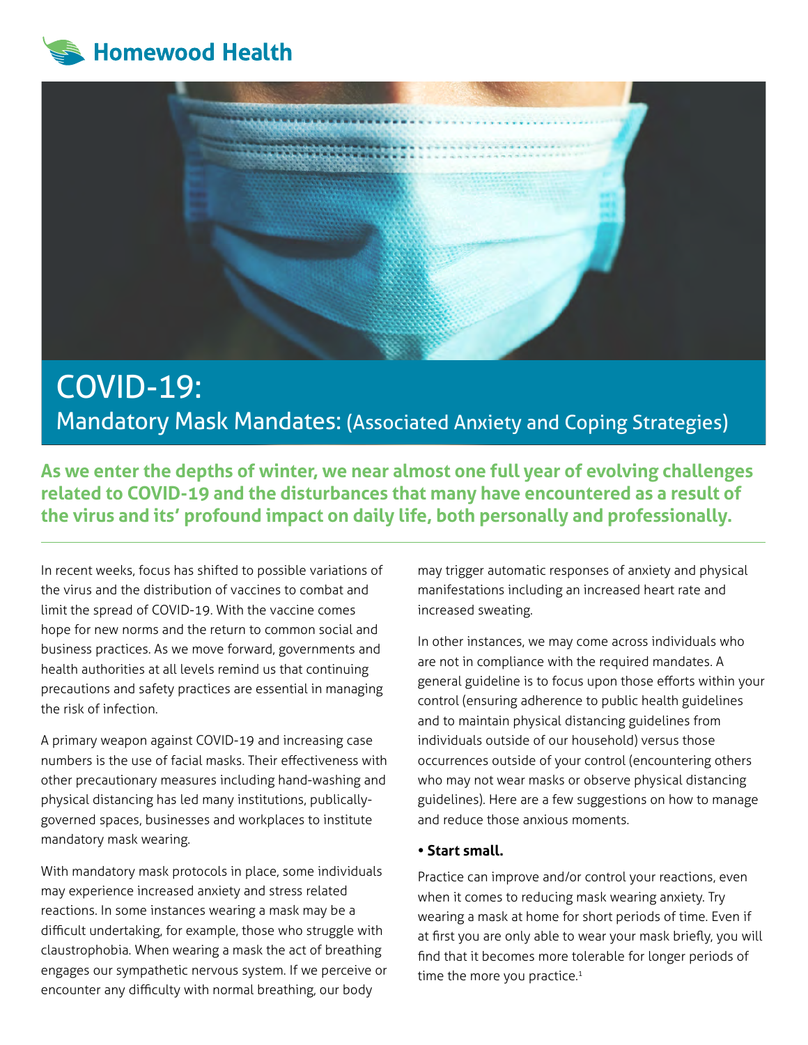Homewood Health

# COVID-19:

## Mandatory Mask Mandates: (Associated Anxiety and Coping Strategies)

**As we enter the depths of winter, we near almost one full year of evolving challenges related to COVID-19 and the disturbances that many have encountered as a result of the virus and its' profound impact on daily life, both personally and professionally.**

In recent weeks, focus has shifted to possible variations of the virus and the distribution of vaccines to combat and limit the spread of COVID-19. With the vaccine comes hope for new norms and the return to common social and business practices. As we move forward, governments and health authorities at all levels remind us that continuing precautions and safety practices are essential in managing the risk of infection.

A primary weapon against COVID-19 and increasing case numbers is the use of facial masks. Their effectiveness with other precautionary measures including hand-washing and physical distancing has led many institutions, publically-governed spaces, businesses and workplaces to institute mandatory mask wearing.

With mandatory mask protocols in place, some individuals may experience increased anxiety and stress related reactions. In some instances wearing a mask may be a difficult undertaking, for example, those who struggle with claustrophobia. When wearing a mask the act of breathing engages our sympathetic nervous system. If we perceive or encounter any difficulty with normal breathing, our body may trigger automatic responses of anxiety and physical manifestations including an increased heart rate and increased sweating.

In other instances, we may come across individuals who are not in compliance with the required mandates. A general guideline is to focus upon those efforts within your control (ensuring adherence to public health guidelines and to maintain physical distancing guidelines from individuals outside of our household) versus those occurrences outside of your control (encountering others who may not wear masks or observe physical distancing guidelines). Here are a few suggestions on how to manage and reduce those anxious moments.

- **Start small.**

Practice can improve and/or control your reactions, even when it comes to reducing mask wearing anxiety. Try wearing a mask at home for short periods of time. Even if at first you are only able to wear your mask briefly, you will find that it becomes more tolerable for longer periods of time the more you practice.[1]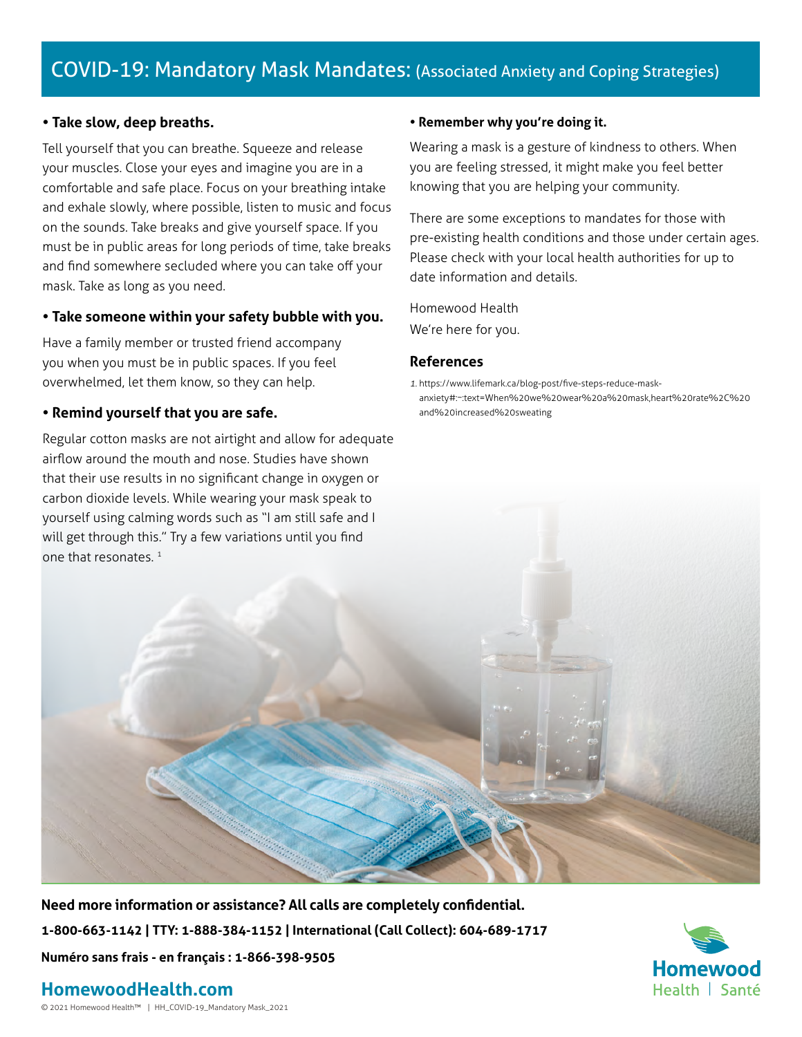# COVID-19: Mandatory Mask Mandates: (Associated Anxiety and Coping Strategies)

**• Take slow, deep breaths.**

Tell yourself that you can breathe. Squeeze and release your muscles. Close your eyes and imagine you are in a comfortable and safe place. Focus on your breathing intake and exhale slowly, where possible, listen to music and focus on the sounds. Take breaks and give yourself space. If you must be in public areas for long periods of time, take breaks and find somewhere secluded where you can take off your mask. Take as long as you need.

**• Take someone within your safety bubble with you.**

Have a family member or trusted friend accompany you when you must be in public spaces. If you feel overwhelmed, let them know, so they can help.

**• Remind yourself that you are safe.**

Regular cotton masks are not airtight and allow for adequate airflow around the mouth and nose. Studies have shown that their use results in no significant change in oxygen or carbon dioxide levels. While wearing your mask speak to yourself using calming words such as "I am still safe and I will get through this." Try a few variations until you find one that resonates. [1]

**• Remember why you're doing it.**

Wearing a mask is a gesture of kindness to others. When you are feeling stressed, it might make you feel better knowing that you are helping your community.

There are some exceptions to mandates for those with pre-existing health conditions and those under certain ages. Please check with your local health authorities for up to date information and details.

Homewood Health
We're here for you.

## References

1. https://www.lifemark.ca/blog-post/five-steps-reduce-mask-anxiety#:~:text=When%20we%20wear%20a%20mask,heart%20rate%2C%20and%20increased%20sweating

**Need more information or assistance? All calls are completely confidential.**

**1-800-663-1142 | TTY: 1-888-384-1152 | International (Call Collect): 604-689-1717**

**Numéro sans frais - en français : 1-866-398-9505**

**HomewoodHealth.com**

© 2021 Homewood Health™ | HH_COVID-19_Mandatory Mask_2021